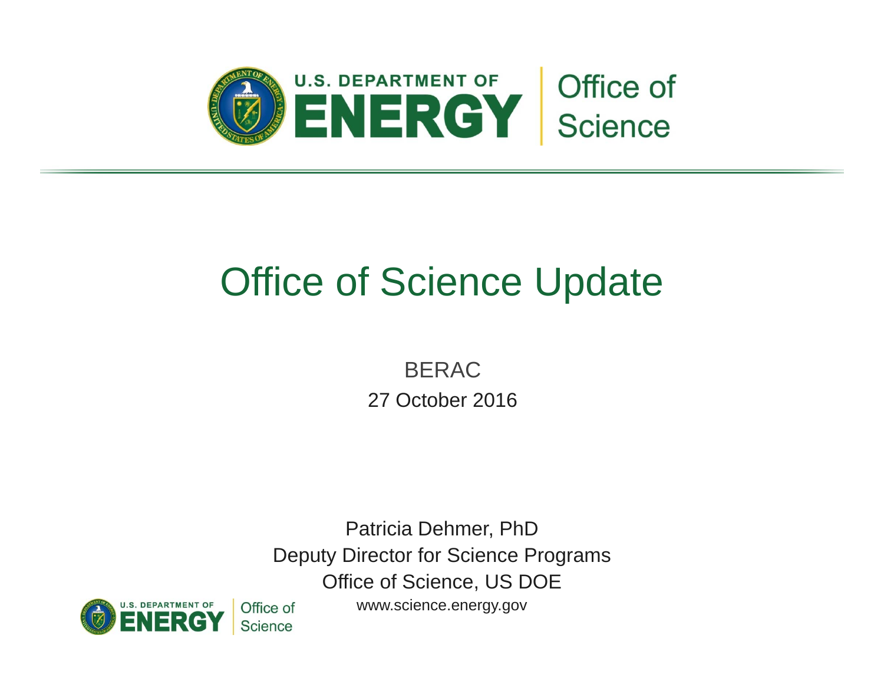U.S. DEPARTMENT OF ENERGY | Office of Science

# Office of Science Update

BERAC

27 October 2016

Patricia Dehmer, PhD

Deputy Director for Science Programs

Office of Science, US DOE

www.science.energy.gov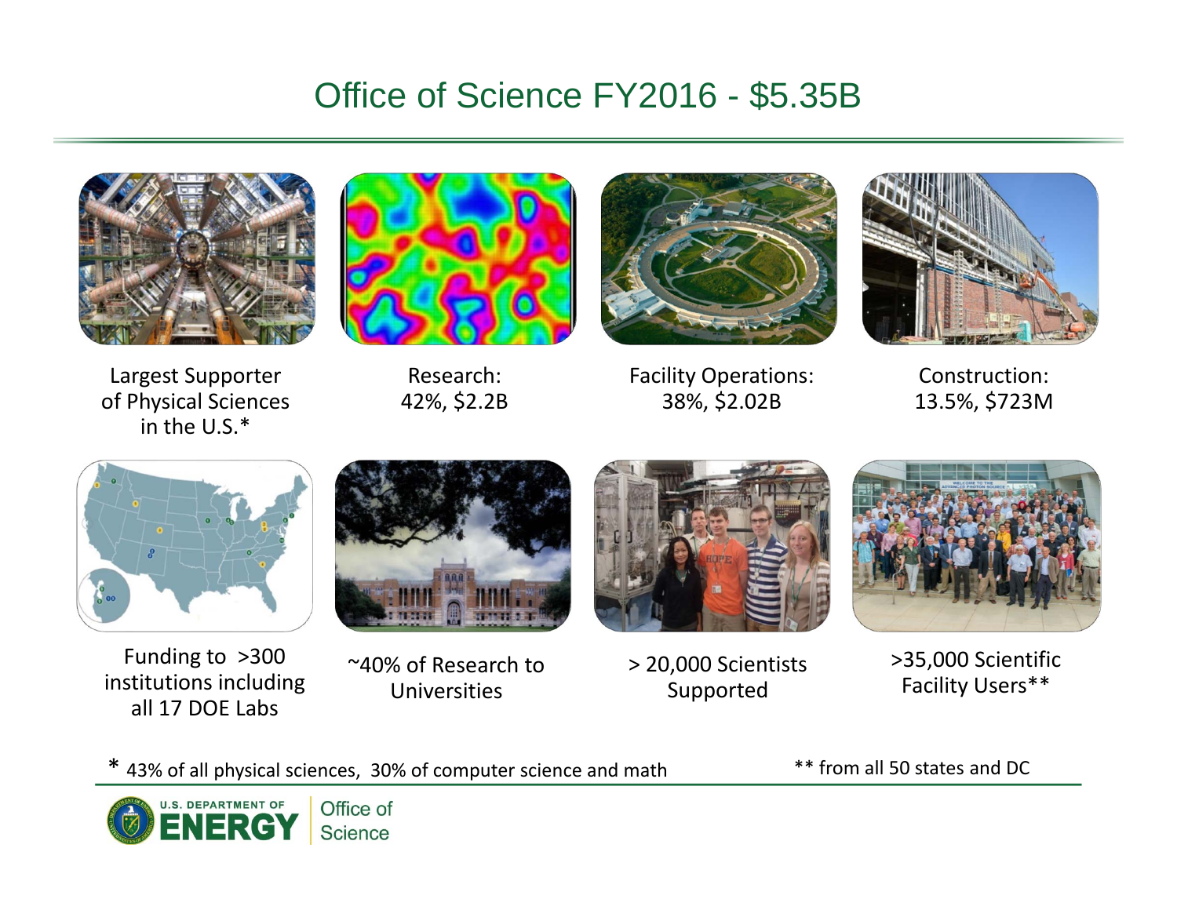# Office of Science FY2016 - $5.35B

Largest Supporter of Physical Sciences in the U.S.*

Research: 42%, $2.2B

Facility Operations: 38%, $2.02B

Construction: 13.5%, $723M

Funding to >300 institutions including all 17 DOE Labs

~40% of Research to Universities

> 20,000 Scientists Supported

>35,000 Scientific Facility Users**

* 43% of all physical sciences, 30% of computer science and math

** from all 50 states and DC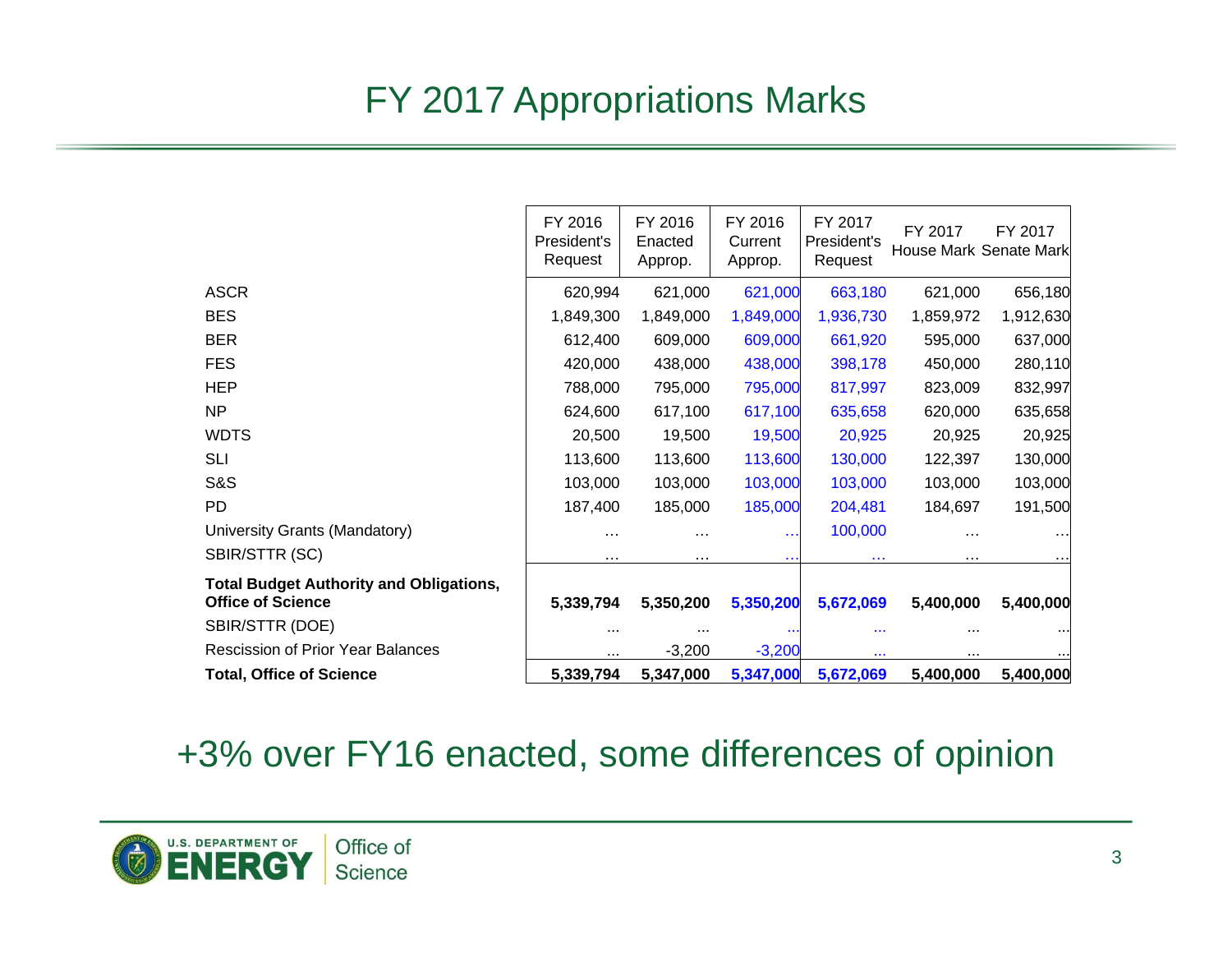# FY 2017 Appropriations Marks

| | FY 2016 President's Request | FY 2016 Enacted Approp. | FY 2016 Current Approp. | FY 2017 President's Request | FY 2017 House Mark | FY 2017 Senate Mark |
|---|---|---|---|---|---|---|
| ASCR | 620,994 | 621,000 | 621,000 | 663,180 | 621,000 | 656,180 |
| BES | 1,849,300 | 1,849,000 | 1,849,000 | 1,936,730 | 1,859,972 | 1,912,630 |
| BER | 612,400 | 609,000 | 609,000 | 661,920 | 595,000 | 637,000 |
| FES | 420,000 | 438,000 | 438,000 | 398,178 | 450,000 | 280,110 |
| HEP | 788,000 | 795,000 | 795,000 | 817,997 | 823,009 | 832,997 |
| NP | 624,600 | 617,100 | 617,100 | 635,658 | 620,000 | 635,658 |
| WDTS | 20,500 | 19,500 | 19,500 | 20,925 | 20,925 | 20,925 |
| SLI | 113,600 | 113,600 | 113,600 | 130,000 | 122,397 | 130,000 |
| S&S | 103,000 | 103,000 | 103,000 | 103,000 | 103,000 | 103,000 |
| PD | 187,400 | 185,000 | 185,000 | 204,481 | 184,697 | 191,500 |
| University Grants (Mandatory) | ... | ... | ... | 100,000 | ... | ... |
| SBIR/STTR (SC) | ... | ... | ... | ... | ... | ... |
| **Total Budget Authority and Obligations, Office of Science** | **5,339,794** | **5,350,200** | **5,350,200** | **5,672,069** | **5,400,000** | **5,400,000** |
| SBIR/STTR (DOE) | ... | ... | ... | ... | ... | ... |
| Rescission of Prior Year Balances | ... | -3,200 | -3,200 | ... | ... | ... |
| **Total, Office of Science** | **5,339,794** | **5,347,000** | **5,347,000** | **5,672,069** | **5,400,000** | **5,400,000** |

+3% over FY16 enacted, some differences of opinion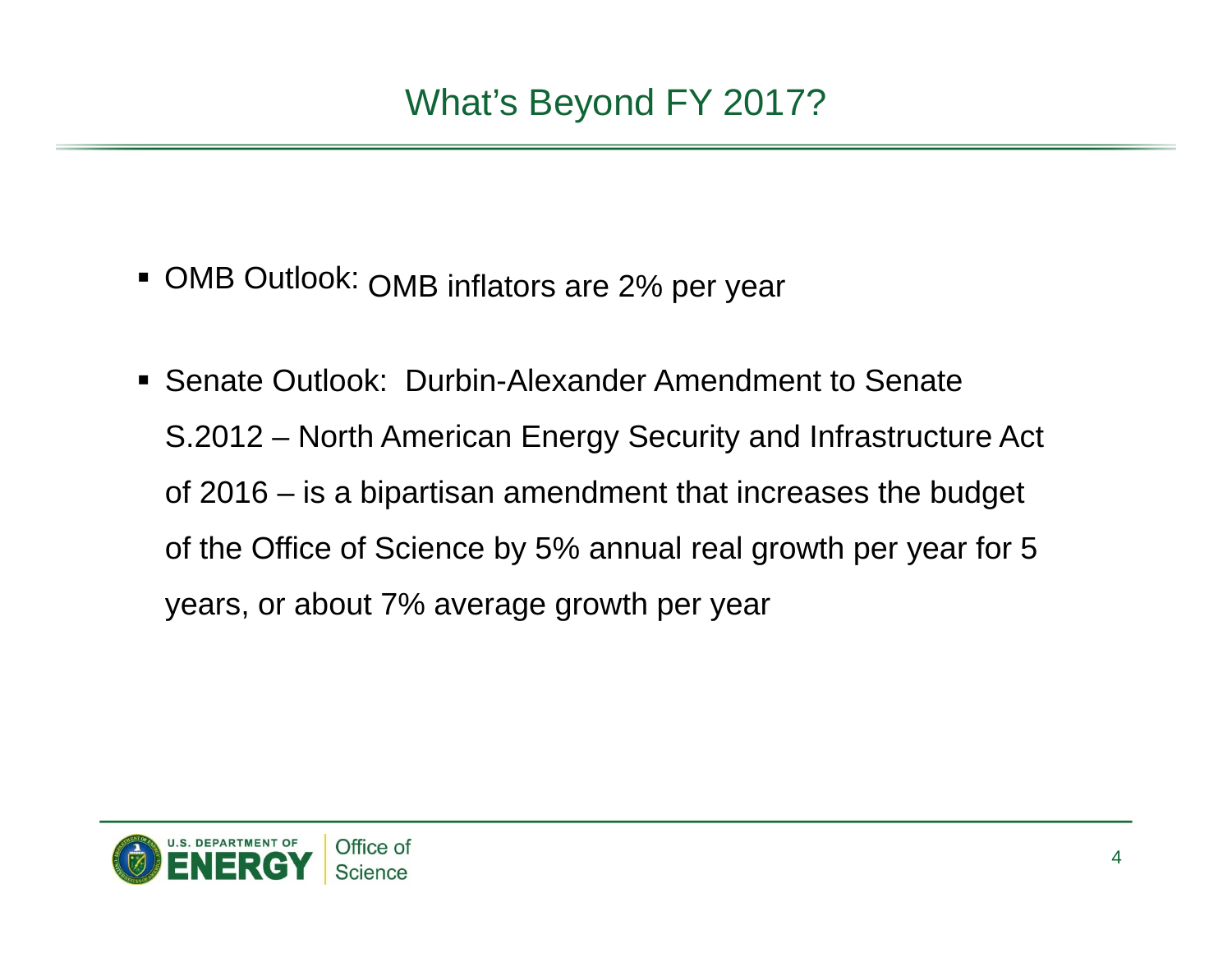# What's Beyond FY 2017?

- OMB Outlook: OMB inflators are 2% per year
- Senate Outlook: Durbin-Alexander Amendment to Senate S.2012 – North American Energy Security and Infrastructure Act of 2016 – is a bipartisan amendment that increases the budget of the Office of Science by 5% annual real growth per year for 5 years, or about 7% average growth per year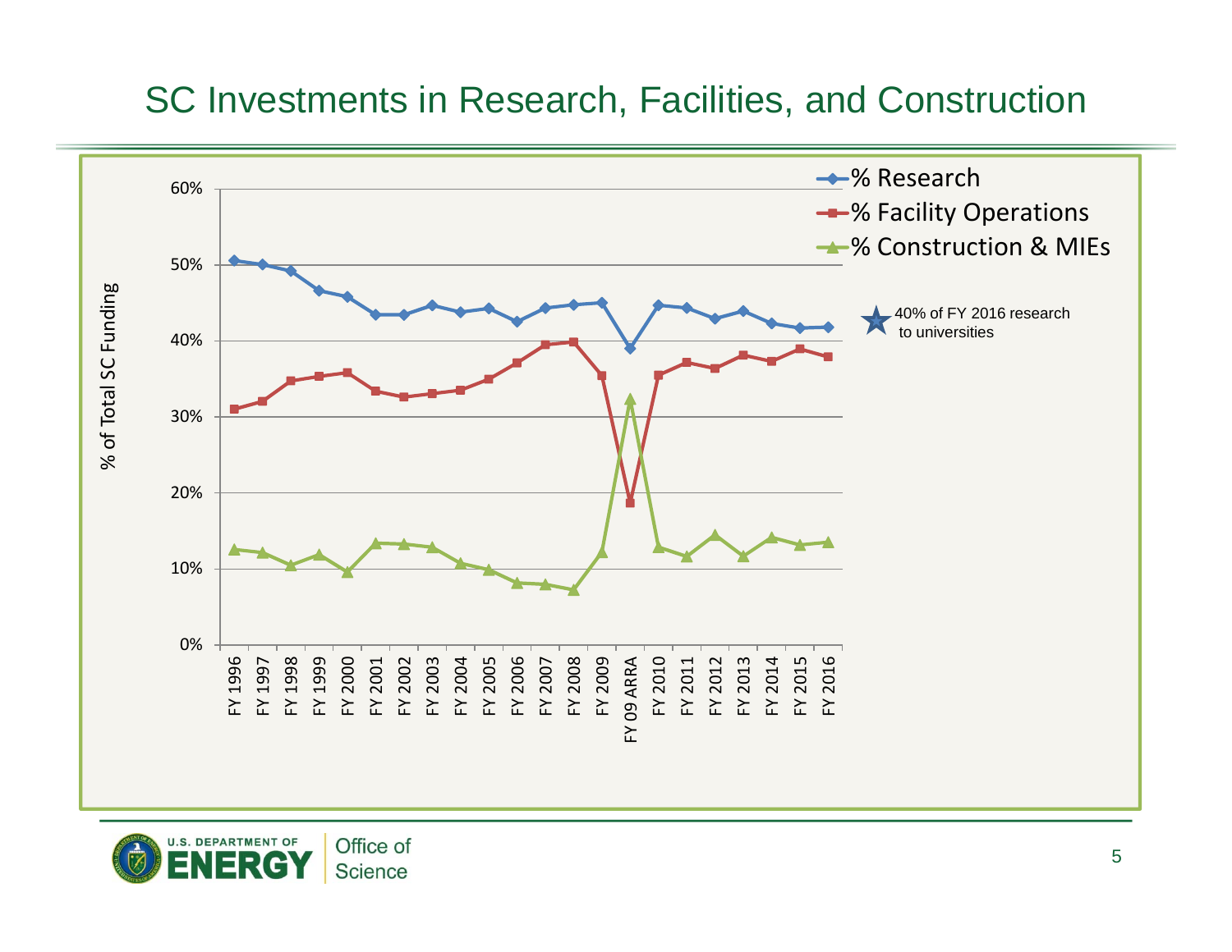# SC Investments in Research, Facilities, and Construction

% of Total SC Funding

- % Research
- % Facility Operations
- % Construction & MIEs

40% of FY 2016 research to universities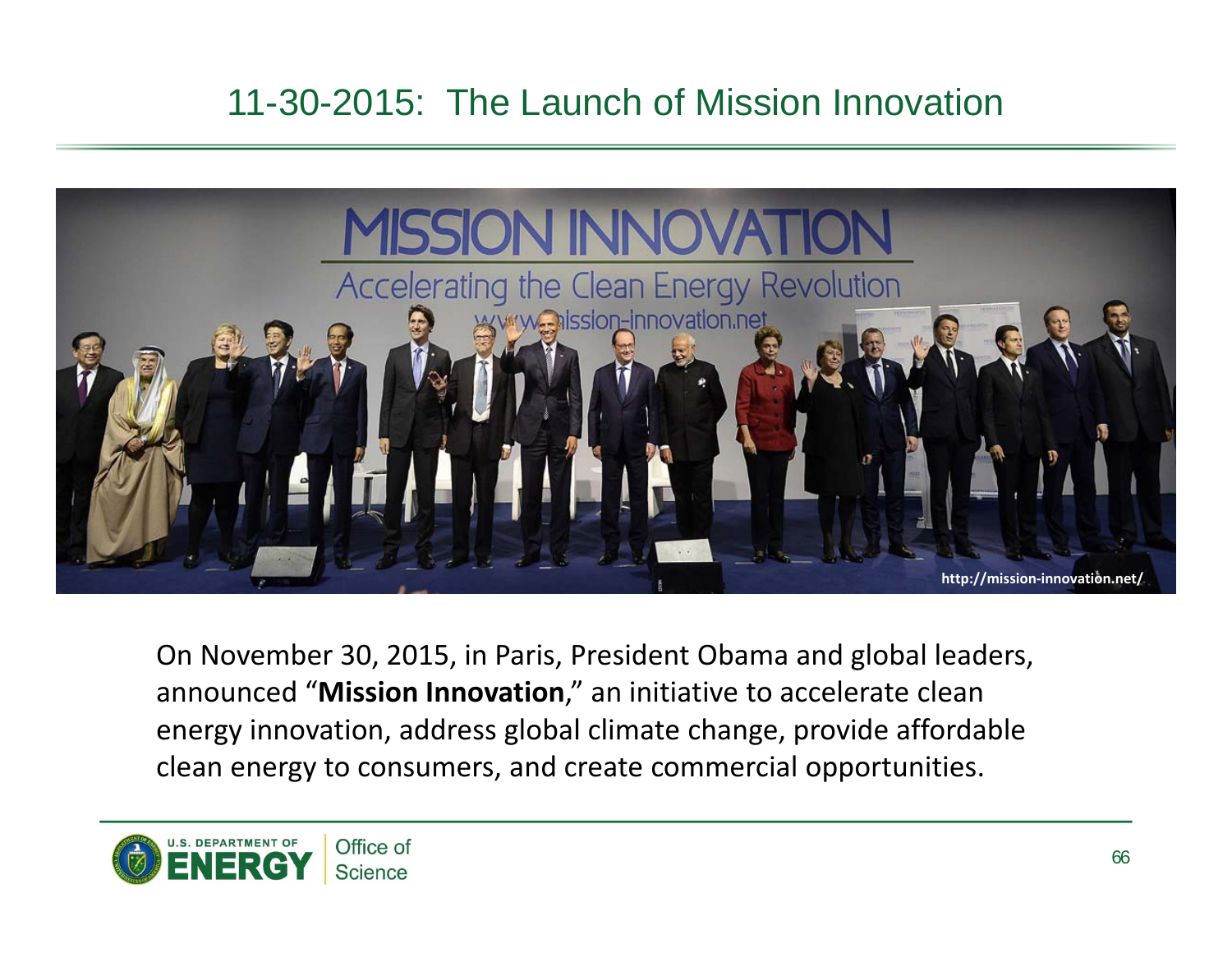# 11-30-2015: The Launch of Mission Innovation

On November 30, 2015, in Paris, President Obama and global leaders, announced "**Mission Innovation**," an initiative to accelerate clean energy innovation, address global climate change, provide affordable clean energy to consumers, and create commercial opportunities.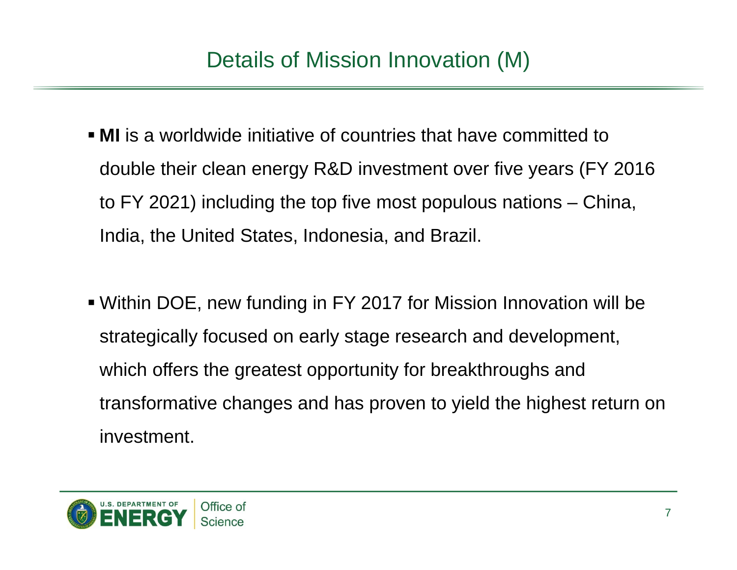# Details of Mission Innovation (M)

- **MI** is a worldwide initiative of countries that have committed to double their clean energy R&D investment over five years (FY 2016 to FY 2021) including the top five most populous nations – China, India, the United States, Indonesia, and Brazil.

- Within DOE, new funding in FY 2017 for Mission Innovation will be strategically focused on early stage research and development, which offers the greatest opportunity for breakthroughs and transformative changes and has proven to yield the highest return on investment.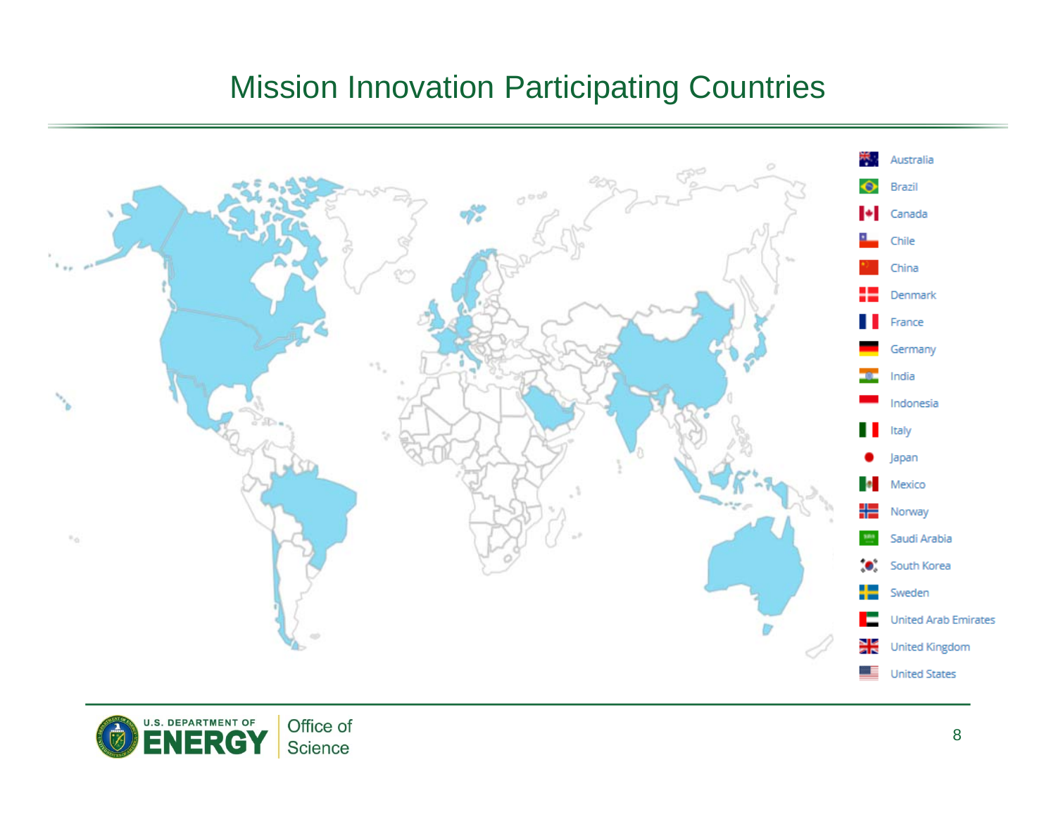# Mission Innovation Participating Countries

- Australia
- Brazil
- Canada
- Chile
- China
- Denmark
- France
- Germany
- India
- Indonesia
- Italy
- Japan
- Mexico
- Norway
- Saudi Arabia
- South Korea
- Sweden
- United Arab Emirates
- United Kingdom
- United States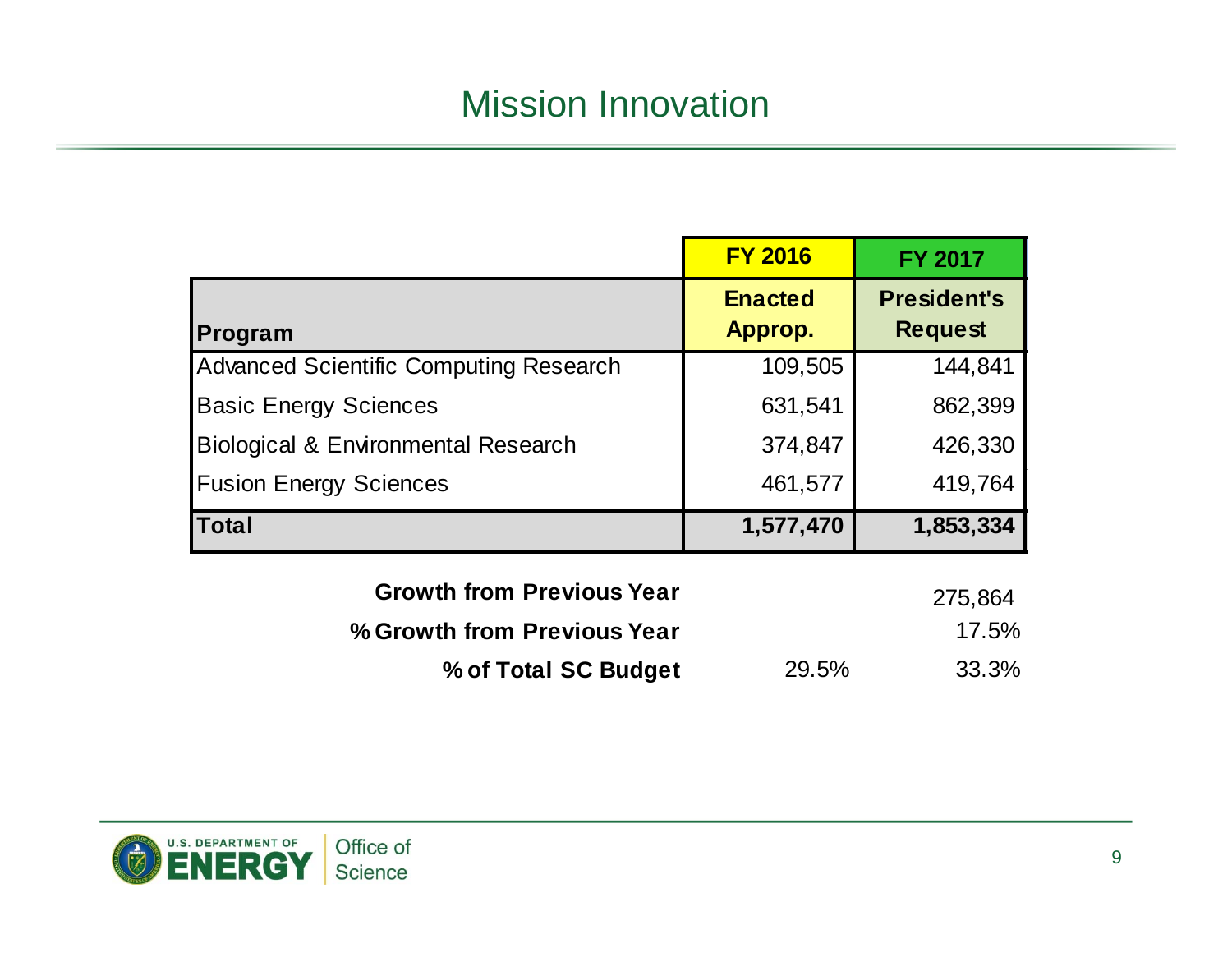# Mission Innovation

| Program | FY 2016 Enacted Approp. | FY 2017 President's Request |
|---|---|---|
| Advanced Scientific Computing Research | 109,505 | 144,841 |
| Basic Energy Sciences | 631,541 | 862,399 |
| Biological & Environmental Research | 374,847 | 426,330 |
| Fusion Energy Sciences | 461,577 | 419,764 |
| **Total** | **1,577,470** | **1,853,334** |
| **Growth from Previous Year** | | 275,864 |
| **% Growth from Previous Year** | | 17.5% |
| **% of Total SC Budget** | 29.5% | 33.3% |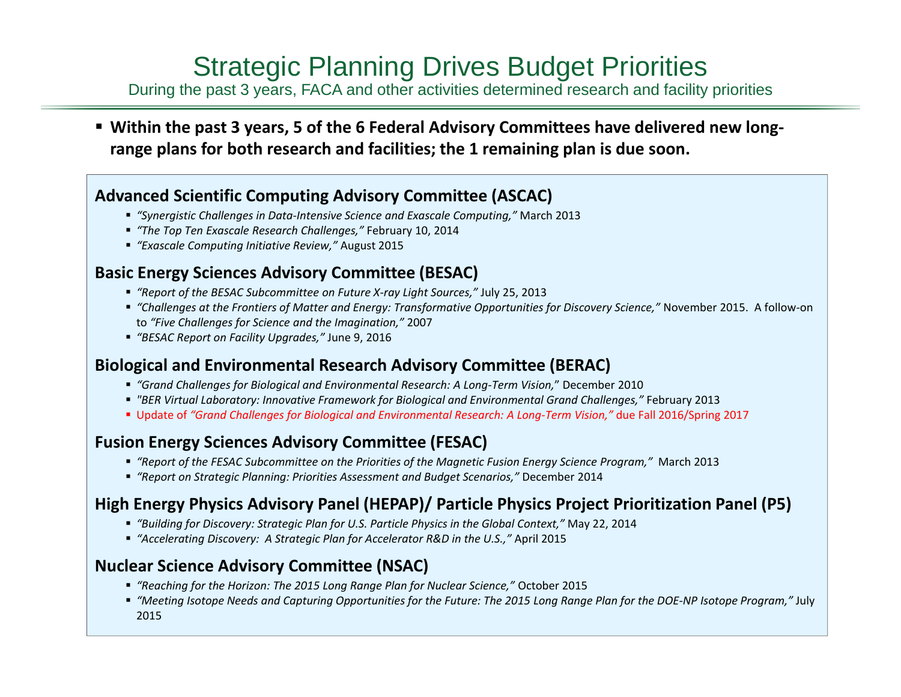# Strategic Planning Drives Budget Priorities

During the past 3 years, FACA and other activities determined research and facility priorities

- **Within the past 3 years, 5 of the 6 Federal Advisory Committees have delivered new long-range plans for both research and facilities; the 1 remaining plan is due soon.**

## Advanced Scientific Computing Advisory Committee (ASCAC)

- *"Synergistic Challenges in Data-Intensive Science and Exascale Computing,"* March 2013
- *"The Top Ten Exascale Research Challenges,"* February 10, 2014
- *"Exascale Computing Initiative Review,"* August 2015

## Basic Energy Sciences Advisory Committee (BESAC)

- *"Report of the BESAC Subcommittee on Future X-ray Light Sources,"* July 25, 2013
- *"Challenges at the Frontiers of Matter and Energy: Transformative Opportunities for Discovery Science,"* November 2015. A follow-on to *"Five Challenges for Science and the Imagination,"* 2007
- *"BESAC Report on Facility Upgrades,"* June 9, 2016

## Biological and Environmental Research Advisory Committee (BERAC)

- *"Grand Challenges for Biological and Environmental Research: A Long-Term Vision,"* December 2010
- *"BER Virtual Laboratory: Innovative Framework for Biological and Environmental Grand Challenges,"* February 2013
- Update of *"Grand Challenges for Biological and Environmental Research: A Long-Term Vision,"* due Fall 2016/Spring 2017

## Fusion Energy Sciences Advisory Committee (FESAC)

- *"Report of the FESAC Subcommittee on the Priorities of the Magnetic Fusion Energy Science Program,"* March 2013
- *"Report on Strategic Planning: Priorities Assessment and Budget Scenarios,"* December 2014

## High Energy Physics Advisory Panel (HEPAP)/ Particle Physics Project Prioritization Panel (P5)

- *"Building for Discovery: Strategic Plan for U.S. Particle Physics in the Global Context,"* May 22, 2014
- *"Accelerating Discovery: A Strategic Plan for Accelerator R&D in the U.S.,"* April 2015

## Nuclear Science Advisory Committee (NSAC)

- *"Reaching for the Horizon: The 2015 Long Range Plan for Nuclear Science,"* October 2015
- *"Meeting Isotope Needs and Capturing Opportunities for the Future: The 2015 Long Range Plan for the DOE-NP Isotope Program,"* July 2015